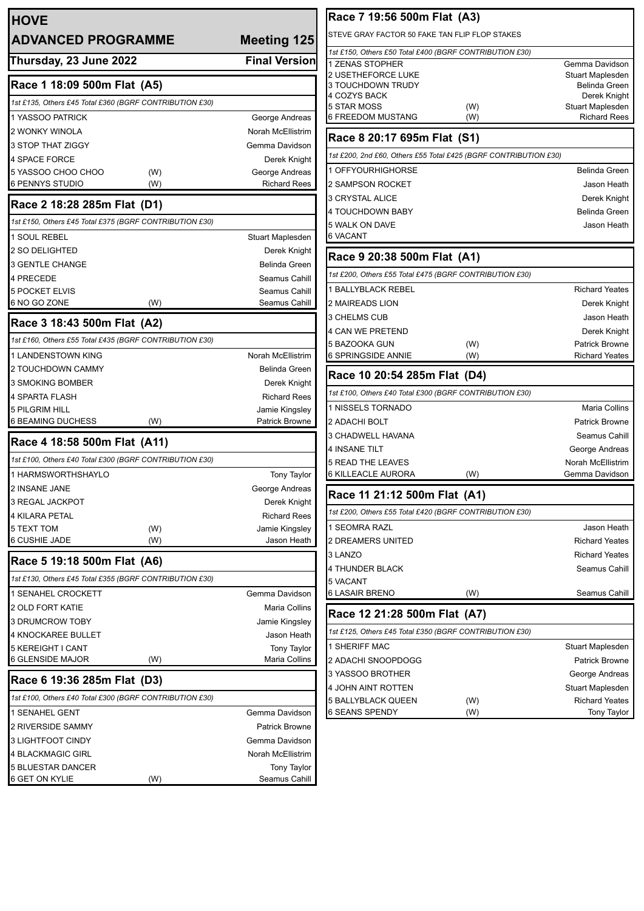# HOVE

## ADVANCED PROGRAMME — Meeting 125

**Thursday, 23 June 2022** — **Final Version**

### Race 1 18:09 500m Flat (A5)

*1st £135, Others £45 Total £360 (BGRF CONTRIBUTION £30)*

| Trap | Greyhound | | Trainer |
|---|---|---|---|
| 1 | YASSOO PATRICK | | George Andreas |
| 2 | WONKY WINOLA | | Norah McEllistrim |
| 3 | STOP THAT ZIGGY | | Gemma Davidson |
| 4 | SPACE FORCE | | Derek Knight |
| 5 | YASSOO CHOO CHOO | (W) | George Andreas |
| 6 | PENNYS STUDIO | (W) | Richard Rees |

### Race 2 18:28 285m Flat (D1)

*1st £150, Others £45 Total £375 (BGRF CONTRIBUTION £30)*

| Trap | Greyhound | | Trainer |
|---|---|---|---|
| 1 | SOUL REBEL | | Stuart Maplesden |
| 2 | SO DELIGHTED | | Derek Knight |
| 3 | GENTLE CHANGE | | Belinda Green |
| 4 | PRECEDE | | Seamus Cahill |
| 5 | POCKET ELVIS | | Seamus Cahill |
| 6 | NO GO ZONE | (W) | Seamus Cahill |

### Race 3 18:43 500m Flat (A2)

*1st £160, Others £55 Total £435 (BGRF CONTRIBUTION £30)*

| Trap | Greyhound | | Trainer |
|---|---|---|---|
| 1 | LANDENSTOWN KING | | Norah McEllistrim |
| 2 | TOUCHDOWN CAMMY | | Belinda Green |
| 3 | SMOKING BOMBER | | Derek Knight |
| 4 | SPARTA FLASH | | Richard Rees |
| 5 | PILGRIM HILL | | Jamie Kingsley |
| 6 | BEAMING DUCHESS | (W) | Patrick Browne |

### Race 4 18:58 500m Flat (A11)

*1st £100, Others £40 Total £300 (BGRF CONTRIBUTION £30)*

| Trap | Greyhound | | Trainer |
|---|---|---|---|
| 1 | HARMSWORTHSHAYLO | | Tony Taylor |
| 2 | INSANE JANE | | George Andreas |
| 3 | REGAL JACKPOT | | Derek Knight |
| 4 | KILARA PETAL | | Richard Rees |
| 5 | TEXT TOM | (W) | Jamie Kingsley |
| 6 | CUSHIE JADE | (W) | Jason Heath |

### Race 5 19:18 500m Flat (A6)

*1st £130, Others £45 Total £355 (BGRF CONTRIBUTION £30)*

| Trap | Greyhound | | Trainer |
|---|---|---|---|
| 1 | SENAHEL CROCKETT | | Gemma Davidson |
| 2 | OLD FORT KATIE | | Maria Collins |
| 3 | DRUMCROW TOBY | | Jamie Kingsley |
| 4 | KNOCKAREE BULLET | | Jason Heath |
| 5 | KEREIGHT I CANT | | Tony Taylor |
| 6 | GLENSIDE MAJOR | (W) | Maria Collins |

### Race 6 19:36 285m Flat (D3)

*1st £100, Others £40 Total £300 (BGRF CONTRIBUTION £30)*

| Trap | Greyhound | | Trainer |
|---|---|---|---|
| 1 | SENAHEL GENT | | Gemma Davidson |
| 2 | RIVERSIDE SAMMY | | Patrick Browne |
| 3 | LIGHTFOOT CINDY | | Gemma Davidson |
| 4 | BLACKMAGIC GIRL | | Norah McEllistrim |
| 5 | BLUESTAR DANCER | | Tony Taylor |
| 6 | GET ON KYLIE | (W) | Seamus Cahill |

### Race 7 19:56 500m Flat (A3)

STEVE GRAY FACTOR 50 FAKE TAN FLIP FLOP STAKES

*1st £150, Others £50 Total £400 (BGRF CONTRIBUTION £30)*

| Trap | Greyhound | | Trainer |
|---|---|---|---|
| 1 | ZENAS STOPHER | | Gemma Davidson |
| 2 | USETHEFORCE LUKE | | Stuart Maplesden |
| 3 | TOUCHDOWN TRUDY | | Belinda Green |
| 4 | COZYS BACK | | Derek Knight |
| 5 | STAR MOSS | (W) | Stuart Maplesden |
| 6 | FREEDOM MUSTANG | (W) | Richard Rees |

### Race 8 20:17 695m Flat (S1)

*1st £200, 2nd £60, Others £55 Total £425 (BGRF CONTRIBUTION £30)*

| Trap | Greyhound | | Trainer |
|---|---|---|---|
| 1 | OFFYOURHIGHORSE | | Belinda Green |
| 2 | SAMPSON ROCKET | | Jason Heath |
| 3 | CRYSTAL ALICE | | Derek Knight |
| 4 | TOUCHDOWN BABY | | Belinda Green |
| 5 | WALK ON DAVE | | Jason Heath |
| 6 | VACANT | | |

### Race 9 20:38 500m Flat (A1)

*1st £200, Others £55 Total £475 (BGRF CONTRIBUTION £30)*

| Trap | Greyhound | | Trainer |
|---|---|---|---|
| 1 | BALLYBLACK REBEL | | Richard Yeates |
| 2 | MAIREADS LION | | Derek Knight |
| 3 | CHELMS CUB | | Jason Heath |
| 4 | CAN WE PRETEND | | Derek Knight |
| 5 | BAZOOKA GUN | (W) | Patrick Browne |
| 6 | SPRINGSIDE ANNIE | (W) | Richard Yeates |

### Race 10 20:54 285m Flat (D4)

*1st £100, Others £40 Total £300 (BGRF CONTRIBUTION £30)*

| Trap | Greyhound | | Trainer |
|---|---|---|---|
| 1 | NISSELS TORNADO | | Maria Collins |
| 2 | ADACHI BOLT | | Patrick Browne |
| 3 | CHADWELL HAVANA | | Seamus Cahill |
| 4 | INSANE TILT | | George Andreas |
| 5 | READ THE LEAVES | | Norah McEllistrim |
| 6 | KILLEACLE AURORA | (W) | Gemma Davidson |

### Race 11 21:12 500m Flat (A1)

*1st £200, Others £55 Total £420 (BGRF CONTRIBUTION £30)*

| Trap | Greyhound | | Trainer |
|---|---|---|---|
| 1 | SEOMRA RAZL | | Jason Heath |
| 2 | DREAMERS UNITED | | Richard Yeates |
| 3 | LANZO | | Richard Yeates |
| 4 | THUNDER BLACK | | Seamus Cahill |
| 5 | VACANT | | |
| 6 | LASAIR BRENO | (W) | Seamus Cahill |

### Race 12 21:28 500m Flat (A7)

*1st £125, Others £45 Total £350 (BGRF CONTRIBUTION £30)*

| Trap | Greyhound | | Trainer |
|---|---|---|---|
| 1 | SHERIFF MAC | | Stuart Maplesden |
| 2 | ADACHI SNOOPDOGG | | Patrick Browne |
| 3 | YASSOO BROTHER | | George Andreas |
| 4 | JOHN AINT ROTTEN | | Stuart Maplesden |
| 5 | BALLYBLACK QUEEN | (W) | Richard Yeates |
| 6 | SEANS SPENDY | (W) | Tony Taylor |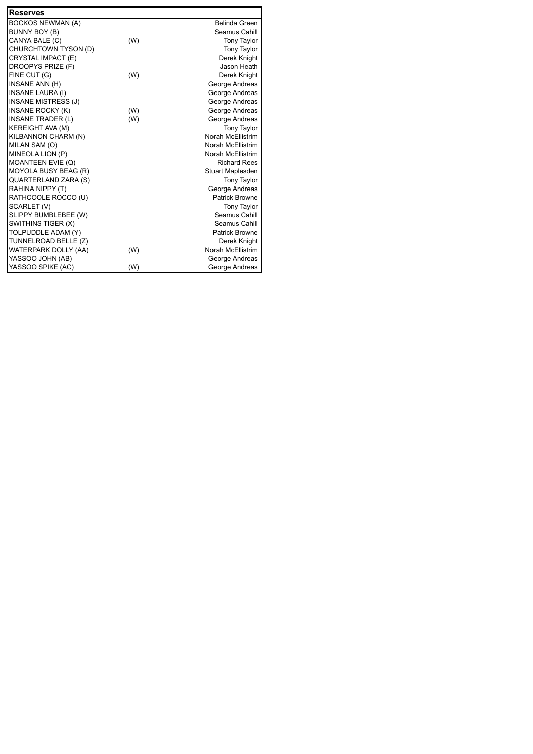| Reserves | | |
|---|---|---|
| BOCKOS NEWMAN (A) | | Belinda Green |
| BUNNY BOY (B) | | Seamus Cahill |
| CANYA BALE (C) | (W) | Tony Taylor |
| CHURCHTOWN TYSON (D) | | Tony Taylor |
| CRYSTAL IMPACT (E) | | Derek Knight |
| DROOPYS PRIZE (F) | | Jason Heath |
| FINE CUT (G) | (W) | Derek Knight |
| INSANE ANN (H) | | George Andreas |
| INSANE LAURA (I) | | George Andreas |
| INSANE MISTRESS (J) | | George Andreas |
| INSANE ROCKY (K) | (W) | George Andreas |
| INSANE TRADER (L) | (W) | George Andreas |
| KEREIGHT AVA (M) | | Tony Taylor |
| KILBANNON CHARM (N) | | Norah McEllistrim |
| MILAN SAM (O) | | Norah McEllistrim |
| MINEOLA LION (P) | | Norah McEllistrim |
| MOANTEEN EVIE (Q) | | Richard Rees |
| MOYOLA BUSY BEAG (R) | | Stuart Maplesden |
| QUARTERLAND ZARA (S) | | Tony Taylor |
| RAHINA NIPPY (T) | | George Andreas |
| RATHCOOLE ROCCO (U) | | Patrick Browne |
| SCARLET (V) | | Tony Taylor |
| SLIPPY BUMBLEBEE (W) | | Seamus Cahill |
| SWITHINS TIGER (X) | | Seamus Cahill |
| TOLPUDDLE ADAM (Y) | | Patrick Browne |
| TUNNELROAD BELLE (Z) | | Derek Knight |
| WATERPARK DOLLY (AA) | (W) | Norah McEllistrim |
| YASSOO JOHN (AB) | | George Andreas |
| YASSOO SPIKE (AC) | (W) | George Andreas |